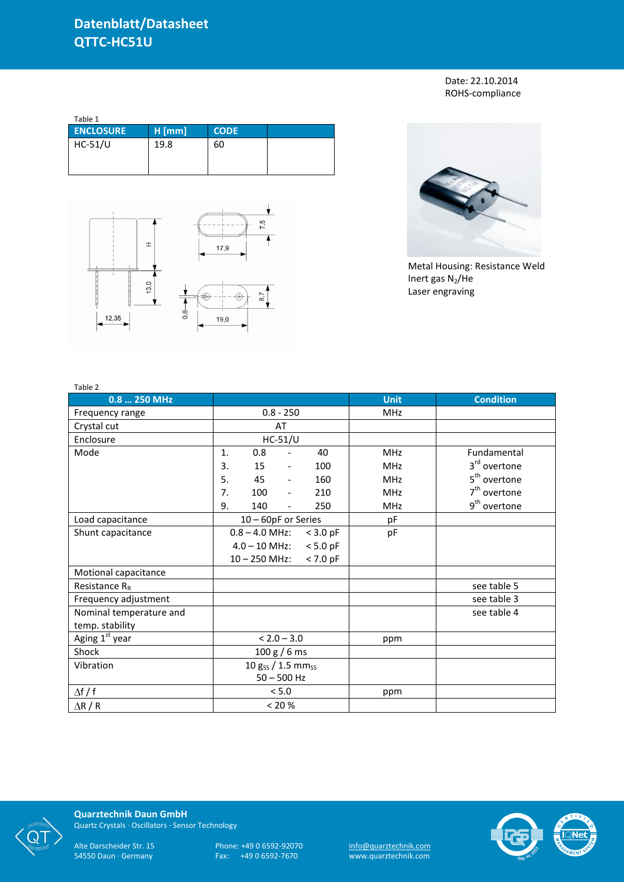# Datenblatt/Datasheet
# QTTC-HC51U

Date: 22.10.2014
ROHS-compliance

Table 1

| ENCLOSURE | H [mm] | CODE | |
|---|---|---|---|
| HC-51/U | 19.8 | 60 | |

Metal Housing: Resistance Weld
Inert gas $N_2$/He
Laser engraving

Table 2

| 0.8 … 250 MHz | | Unit | Condition |
|---|---|---|---|
| Frequency range | 0.8 - 250 | MHz | |
| Crystal cut | AT | | |
| Enclosure | HC-51/U | | |
| Mode | 1. 0.8 - 40 | MHz | Fundamental |
| | 3. 15 - 100 | MHz | 3rd overtone |
| | 5. 45 - 160 | MHz | 5th overtone |
| | 7. 100 - 210 | MHz | 7th overtone |
| | 9. 140 - 250 | MHz | 9th overtone |
| Load capacitance | 10 – 60pF or Series | pF | |
| Shunt capacitance | 0.8 – 4.0 MHz: < 3.0 pF | pF | |
| | 4.0 – 10 MHz: < 5.0 pF | | |
| | 10 – 250 MHz: < 7.0 pF | | |
| Motional capacitance | | | |
| Resistance $R_R$ | | | see table 5 |
| Frequency adjustment | | | see table 3 |
| Nominal temperature and temp. stability | | | see table 4 |
| Aging 1st year | < 2.0 – 3.0 | ppm | |
| Shock | 100 g / 6 ms | | |
| Vibration | 10 $g_{SS}$ / 1.5 $mm_{SS}$ 50 – 500 Hz | | |
| $\Delta f / f$ | < 5.0 | ppm | |
| $\Delta R / R$ | < 20 % | | |

**Quarztechnik Daun GmbH**
Quartz Crystals · Oscillators · Sensor Technology

Alte Darscheider Str. 15
54550 Daun · Germany

Phone: +49 0 6592-92070
Fax: +49 0 6592-7670

info@quarztechnik.com
www.quarztechnik.com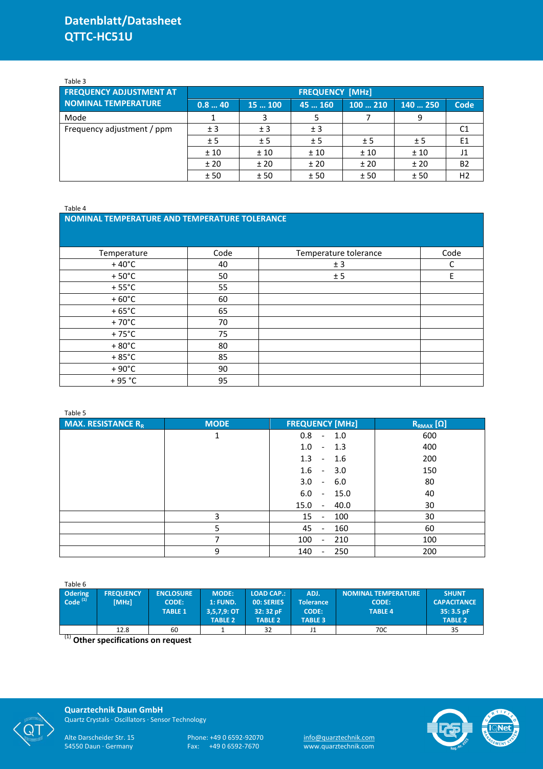# Datenblatt/Datasheet QTTC-HC51U

Table 3

| FREQUENCY ADJUSTMENT AT NOMINAL TEMPERATURE | FREQUENCY [MHz] | | | | | |
|---|---|---|---|---|---|---|
| | 0.8 … 40 | 15 … 100 | 45 … 160 | 100 … 210 | 140 … 250 | Code |
| Mode | 1 | 3 | 5 | 7 | 9 | |
| Frequency adjustment / ppm | ± 3 | ± 3 | ± 3 | | | C1 |
| | ± 5 | ± 5 | ± 5 | ± 5 | ± 5 | E1 |
| | ± 10 | ± 10 | ± 10 | ± 10 | ± 10 | J1 |
| | ± 20 | ± 20 | ± 20 | ± 20 | ± 20 | B2 |
| | ± 50 | ± 50 | ± 50 | ± 50 | ± 50 | H2 |

Table 4

| NOMINAL TEMPERATURE AND TEMPERATURE TOLERANCE | | | |
|---|---|---|---|
| Temperature | Code | Temperature tolerance | Code |
| + 40°C | 40 | ± 3 | C |
| + 50°C | 50 | ± 5 | E |
| + 55°C | 55 | | |
| + 60°C | 60 | | |
| + 65°C | 65 | | |
| + 70°C | 70 | | |
| + 75°C | 75 | | |
| + 80°C | 80 | | |
| + 85°C | 85 | | |
| + 90°C | 90 | | |
| + 95 °C | 95 | | |

Table 5

| MAX. RESISTANCE $R_R$ | MODE | FREQUENCY [MHz] | $R_{RMAX}$ [Ω] |
|---|---|---|---|
| | 1 | 0.8 - 1.0 | 600 |
| | | 1.0 - 1.3 | 400 |
| | | 1.3 - 1.6 | 200 |
| | | 1.6 - 3.0 | 150 |
| | | 3.0 - 6.0 | 80 |
| | | 6.0 - 15.0 | 40 |
| | | 15.0 - 40.0 | 30 |
| | 3 | 15 - 100 | 30 |
| | 5 | 45 - 160 | 60 |
| | 7 | 100 - 210 | 100 |
| | 9 | 140 - 250 | 200 |

Table 6

| Odering Code [1] | FREQUENCY [MHz] | ENCLOSURE CODE: TABLE 1 | MODE: 1: FUND. 3,5,7,9: OT TABLE 2 | LOAD CAP.: 00: SERIES 32: 32 pF TABLE 2 | ADJ. Tolerance CODE: TABLE 3 | NOMINAL TEMPERATURE CODE: TABLE 4 | SHUNT CAPACITANCE 35: 3.5 pF TABLE 2 |
|---|---|---|---|---|---|---|---|
| | 12.8 | 60 | 1 | 32 | J1 | 70C | 35 |

[1] **Other specifications on request**

**Quarztechnik Daun GmbH**
Quartz Crystals · Oscillators · Sensor Technology

Alte Darscheider Str. 15
54550 Daun · Germany

Phone: +49 0 6592-92070
Fax: +49 0 6592-7670

info@quarztechnik.com
www.quarztechnik.com